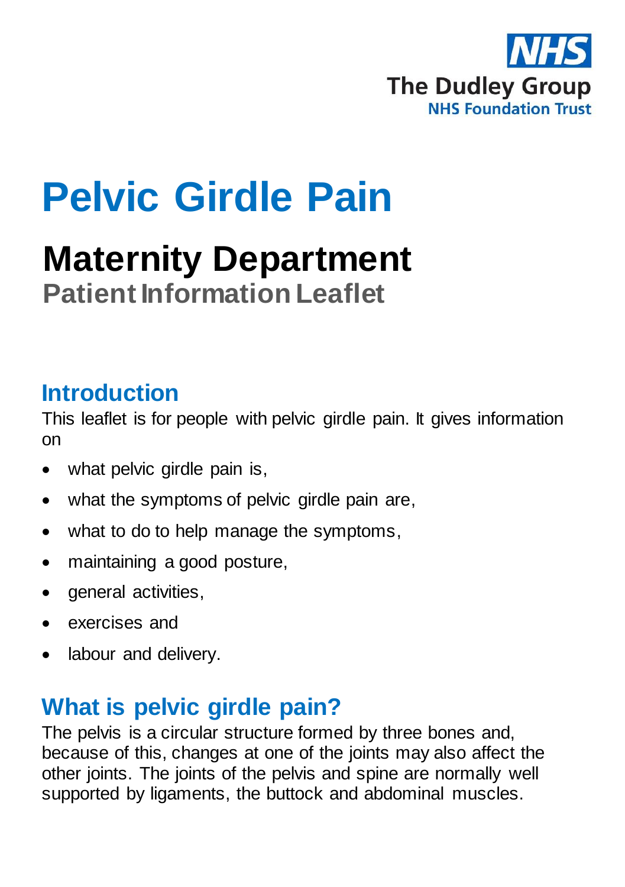NHS

The Dudley Group

NHS Foundation Trust

# Pelvic Girdle Pain

## Maternity Department

### Patient Information Leaflet

## Introduction

This leaflet is for people with pelvic girdle pain. It gives information on

- what pelvic girdle pain is,
- what the symptoms of pelvic girdle pain are,
- what to do to help manage the symptoms,
- maintaining a good posture,
- general activities,
- exercises and
- labour and delivery.

## What is pelvic girdle pain?

The pelvis is a circular structure formed by three bones and, because of this, changes at one of the joints may also affect the other joints. The joints of the pelvis and spine are normally well supported by ligaments, the buttock and abdominal muscles.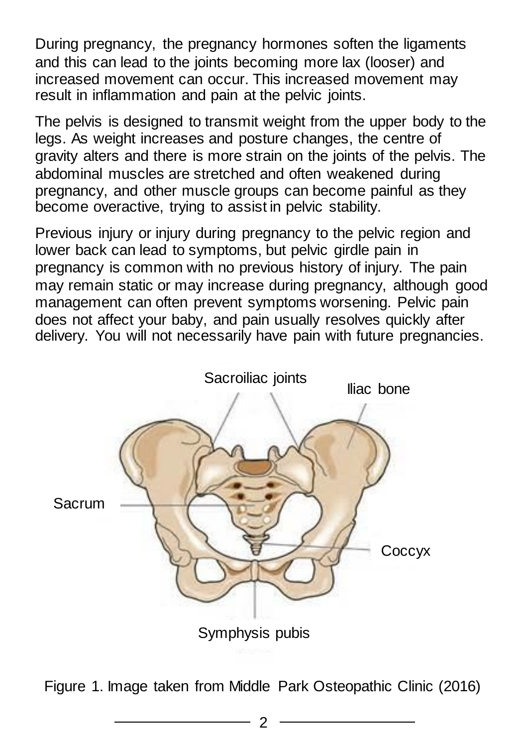During pregnancy, the pregnancy hormones soften the ligaments and this can lead to the joints becoming more lax (looser) and increased movement can occur. This increased movement may result in inflammation and pain at the pelvic joints.

The pelvis is designed to transmit weight from the upper body to the legs. As weight increases and posture changes, the centre of gravity alters and there is more strain on the joints of the pelvis. The abdominal muscles are stretched and often weakened during pregnancy, and other muscle groups can become painful as they become overactive, trying to assist in pelvic stability.

Previous injury or injury during pregnancy to the pelvic region and lower back can lead to symptoms, but pelvic girdle pain in pregnancy is common with no previous history of injury. The pain may remain static or may increase during pregnancy, although good management can often prevent symptoms worsening. Pelvic pain does not affect your baby, and pain usually resolves quickly after delivery. You will not necessarily have pain with future pregnancies.

Sacroiliac joints

Iliac bone

Sacrum

Coccyx

Symphysis pubis

Figure 1. Image taken from Middle Park Osteopathic Clinic (2016)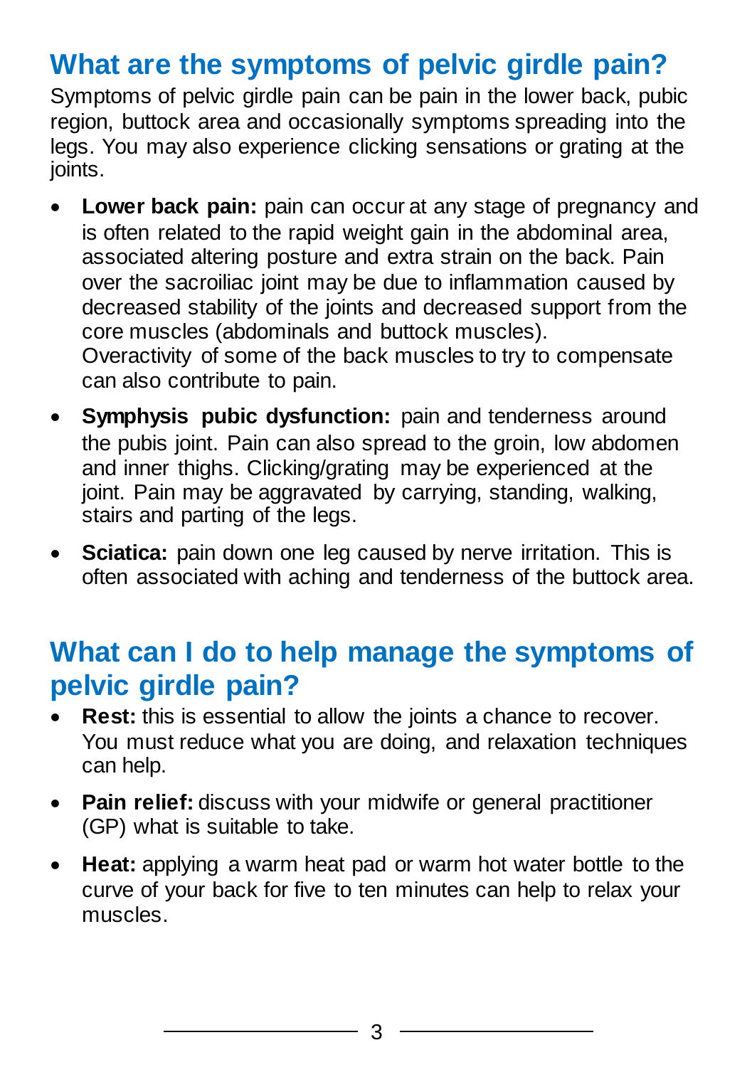## What are the symptoms of pelvic girdle pain?

Symptoms of pelvic girdle pain can be pain in the lower back, pubic region, buttock area and occasionally symptoms spreading into the legs. You may also experience clicking sensations or grating at the joints.

- **Lower back pain:** pain can occur at any stage of pregnancy and is often related to the rapid weight gain in the abdominal area, associated altering posture and extra strain on the back. Pain over the sacroiliac joint may be due to inflammation caused by decreased stability of the joints and decreased support from the core muscles (abdominals and buttock muscles). Overactivity of some of the back muscles to try to compensate can also contribute to pain.
- **Symphysis pubic dysfunction:** pain and tenderness around the pubis joint. Pain can also spread to the groin, low abdomen and inner thighs. Clicking/grating may be experienced at the joint. Pain may be aggravated by carrying, standing, walking, stairs and parting of the legs.
- **Sciatica:** pain down one leg caused by nerve irritation. This is often associated with aching and tenderness of the buttock area.

## What can I do to help manage the symptoms of pelvic girdle pain?

- **Rest:** this is essential to allow the joints a chance to recover. You must reduce what you are doing, and relaxation techniques can help.
- **Pain relief:** discuss with your midwife or general practitioner (GP) what is suitable to take.
- **Heat:** applying a warm heat pad or warm hot water bottle to the curve of your back for five to ten minutes can help to relax your muscles.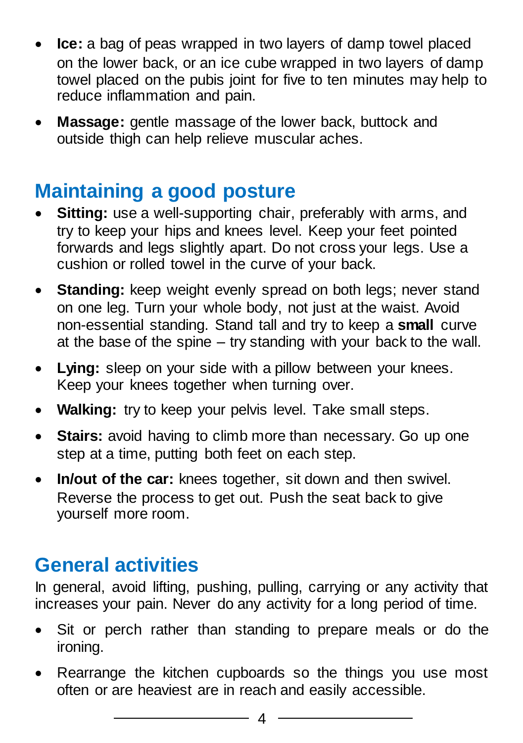- **Ice:** a bag of peas wrapped in two layers of damp towel placed on the lower back, or an ice cube wrapped in two layers of damp towel placed on the pubis joint for five to ten minutes may help to reduce inflammation and pain.
- **Massage:** gentle massage of the lower back, buttock and outside thigh can help relieve muscular aches.

## Maintaining a good posture

- **Sitting:** use a well-supporting chair, preferably with arms, and try to keep your hips and knees level. Keep your feet pointed forwards and legs slightly apart. Do not cross your legs. Use a cushion or rolled towel in the curve of your back.
- **Standing:** keep weight evenly spread on both legs; never stand on one leg. Turn your whole body, not just at the waist. Avoid non-essential standing. Stand tall and try to keep a **small** curve at the base of the spine – try standing with your back to the wall.
- **Lying:** sleep on your side with a pillow between your knees. Keep your knees together when turning over.
- **Walking:** try to keep your pelvis level. Take small steps.
- **Stairs:** avoid having to climb more than necessary. Go up one step at a time, putting both feet on each step.
- **In/out of the car:** knees together, sit down and then swivel. Reverse the process to get out. Push the seat back to give yourself more room.

## General activities

In general, avoid lifting, pushing, pulling, carrying or any activity that increases your pain. Never do any activity for a long period of time.

- Sit or perch rather than standing to prepare meals or do the ironing.
- Rearrange the kitchen cupboards so the things you use most often or are heaviest are in reach and easily accessible.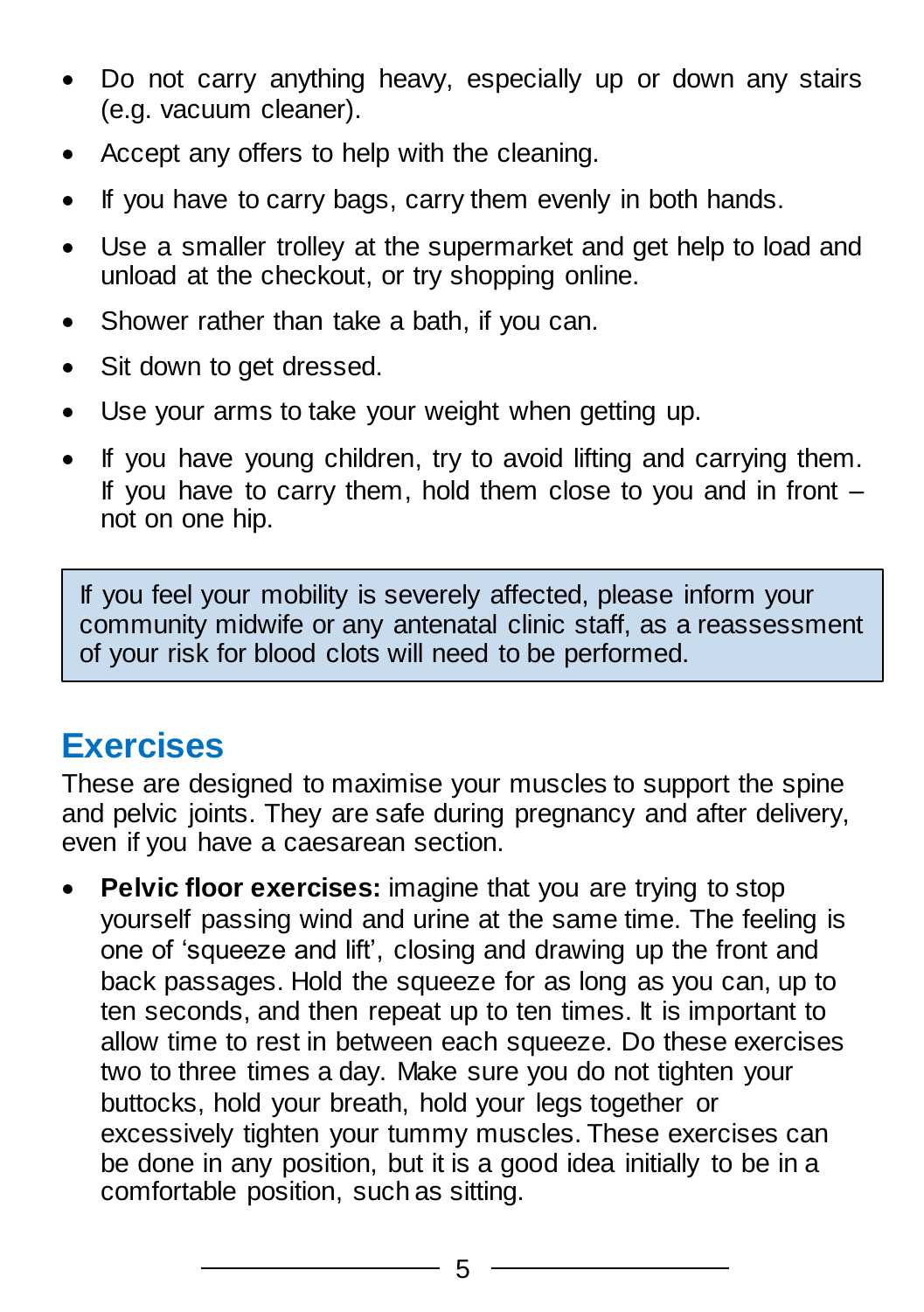- Do not carry anything heavy, especially up or down any stairs (e.g. vacuum cleaner).
- Accept any offers to help with the cleaning.
- If you have to carry bags, carry them evenly in both hands.
- Use a smaller trolley at the supermarket and get help to load and unload at the checkout, or try shopping online.
- Shower rather than take a bath, if you can.
- Sit down to get dressed.
- Use your arms to take your weight when getting up.
- If you have young children, try to avoid lifting and carrying them. If you have to carry them, hold them close to you and in front – not on one hip.

> If you feel your mobility is severely affected, please inform your community midwife or any antenatal clinic staff, as a reassessment of your risk for blood clots will need to be performed.

## Exercises

These are designed to maximise your muscles to support the spine and pelvic joints. They are safe during pregnancy and after delivery, even if you have a caesarean section.

- **Pelvic floor exercises:** imagine that you are trying to stop yourself passing wind and urine at the same time. The feeling is one of 'squeeze and lift', closing and drawing up the front and back passages. Hold the squeeze for as long as you can, up to ten seconds, and then repeat up to ten times. It is important to allow time to rest in between each squeeze. Do these exercises two to three times a day. Make sure you do not tighten your buttocks, hold your breath, hold your legs together or excessively tighten your tummy muscles. These exercises can be done in any position, but it is a good idea initially to be in a comfortable position, such as sitting.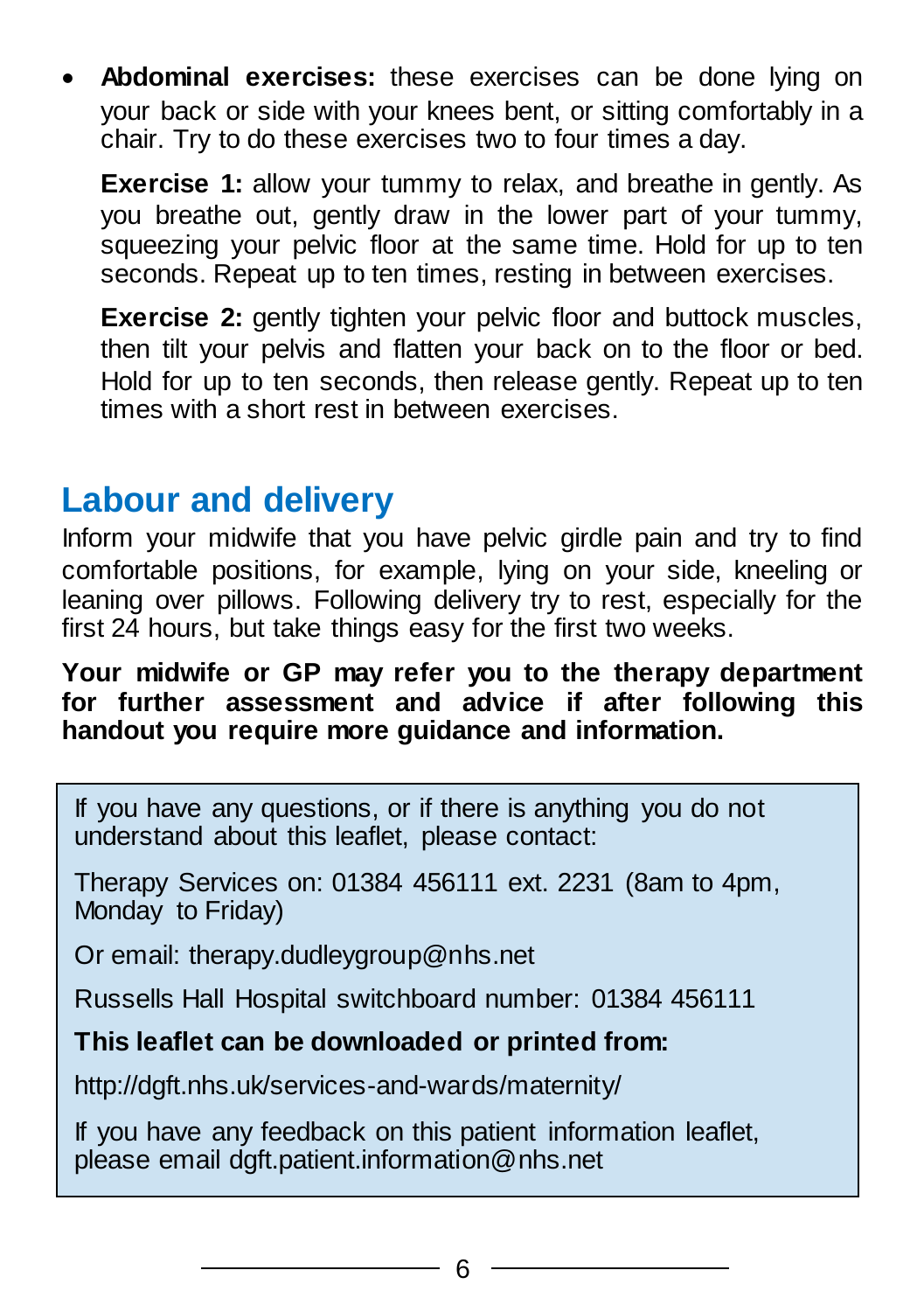- **Abdominal exercises:** these exercises can be done lying on your back or side with your knees bent, or sitting comfortably in a chair. Try to do these exercises two to four times a day.

  **Exercise 1:** allow your tummy to relax, and breathe in gently. As you breathe out, gently draw in the lower part of your tummy, squeezing your pelvic floor at the same time. Hold for up to ten seconds. Repeat up to ten times, resting in between exercises.

  **Exercise 2:** gently tighten your pelvic floor and buttock muscles, then tilt your pelvis and flatten your back on to the floor or bed. Hold for up to ten seconds, then release gently. Repeat up to ten times with a short rest in between exercises.

## Labour and delivery

Inform your midwife that you have pelvic girdle pain and try to find comfortable positions, for example, lying on your side, kneeling or leaning over pillows. Following delivery try to rest, especially for the first 24 hours, but take things easy for the first two weeks.

**Your midwife or GP may refer you to the therapy department for further assessment and advice if after following this handout you require more guidance and information.**

If you have any questions, or if there is anything you do not understand about this leaflet, please contact:

Therapy Services on: 01384 456111 ext. 2231 (8am to 4pm, Monday to Friday)

Or email: therapy.dudleygroup@nhs.net

Russells Hall Hospital switchboard number: 01384 456111

**This leaflet can be downloaded or printed from:**

http://dgft.nhs.uk/services-and-wards/maternity/

If you have any feedback on this patient information leaflet, please email dgft.patient.information@nhs.net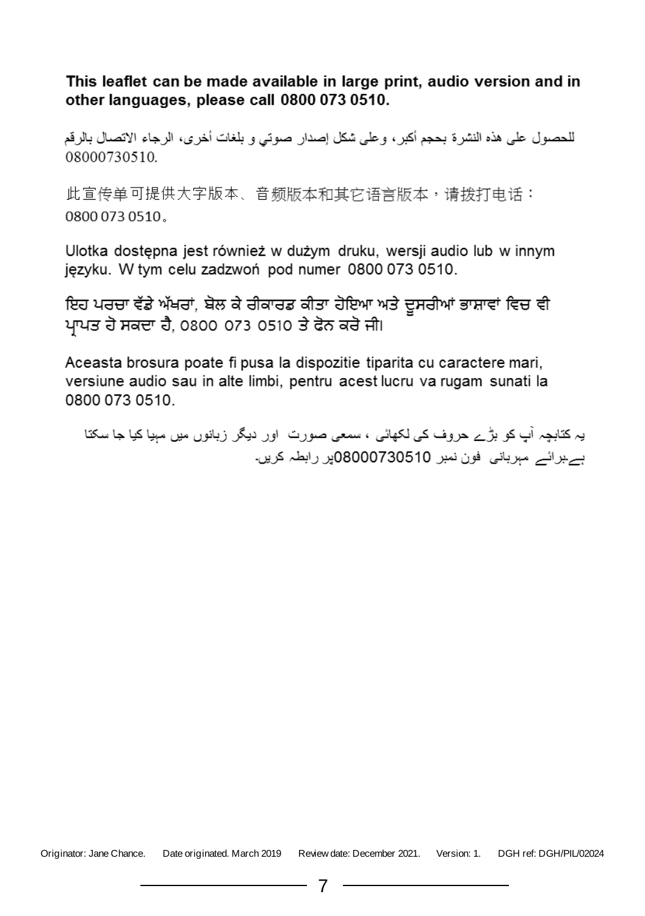**This leaflet can be made available in large print, audio version and in other languages, please call 0800 073 0510.**

للحصول على هذه النشرة بحجم أكبر، وعلى شكل إصدار صوتي و بلغات أخرى، الرجاء الاتصال بالرقم 08000730510.

此宣传单可提供大字版本、音频版本和其它语言版本，请拨打电话：0800 073 0510。

Ulotka dostępna jest również w dużym druku, wersji audio lub w innym języku. W tym celu zadzwoń pod numer 0800 073 0510.

ਇਹ ਪਰਚਾ ਵੱਡੇ ਅੱਖਰਾਂ, ਬੋਲ ਕੇ ਰੀਕਾਰਡ ਕੀਤਾ ਹੋਇਆ ਅਤੇ ਦੂਸਰੀਆਂ ਭਾਸ਼ਾਵਾਂ ਵਿਚ ਵੀ ਪ੍ਰਾਪਤ ਹੋ ਸਕਦਾ ਹੈ, 0800 073 0510 ਤੇ ਫੋਨ ਕਰੋ ਜੀ।

Aceasta brosura poate fi pusa la dispozitie tiparita cu caractere mari, versiune audio sau in alte limbi, pentru acest lucru va rugam sunati la 0800 073 0510.

یہ کتابچہ آپ کو بڑے حروف کی لکھائی ، سمعی صورت اور دیگر زبانوں میں مہیا کیا جا سکتا ہے۔برائے مہربانی فون نمبر 08000730510پر رابطہ کریں۔

Originator: Jane Chance. Date originated. March 2019 Review date: December 2021. Version: 1. DGH ref: DGH/PIL/02024